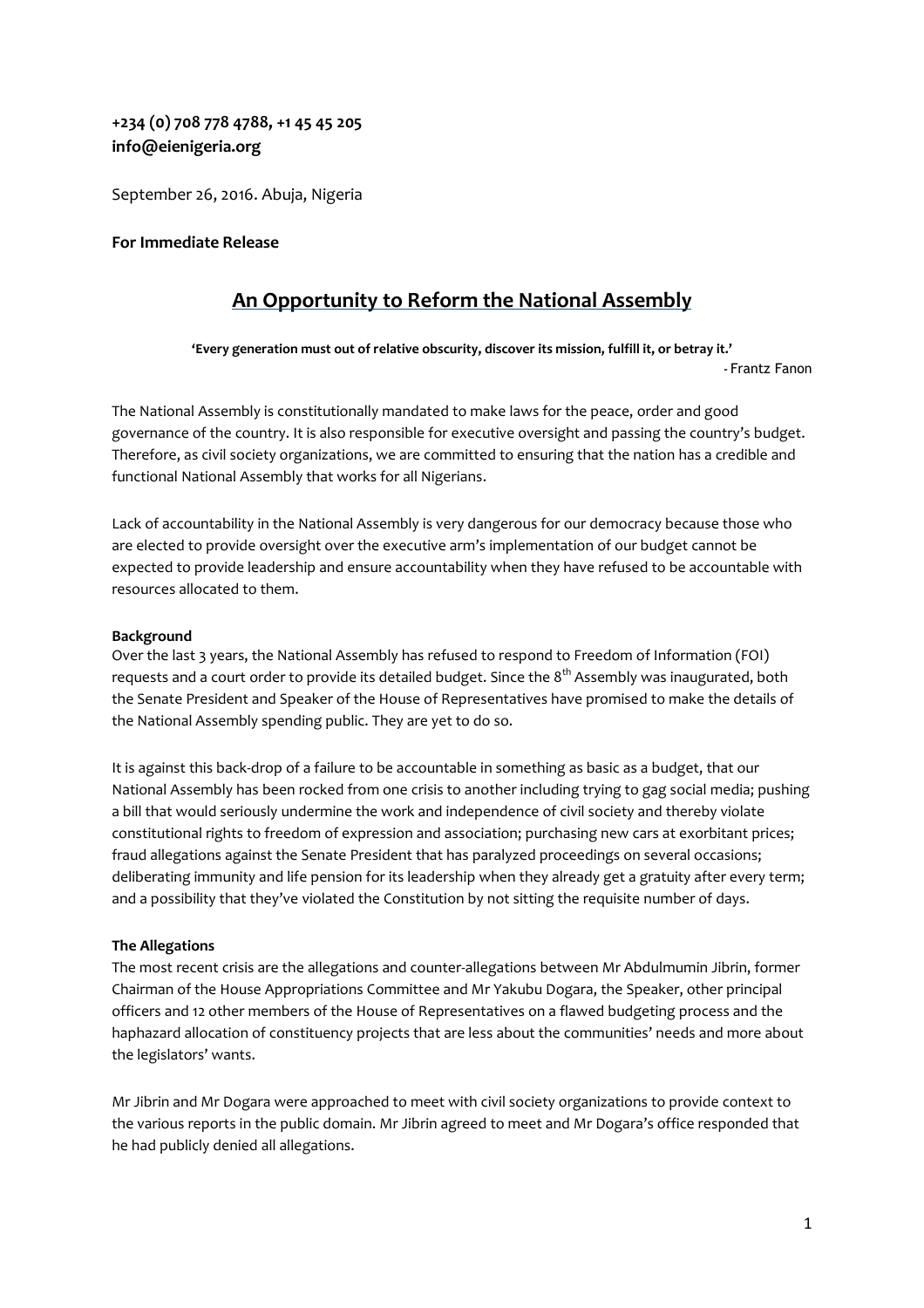**+234 (0) 708 778 4788, +1 45 45 205**
**info@eienigeria.org**

September 26, 2016. Abuja, Nigeria

**For Immediate Release**

# An Opportunity to Reform the National Assembly

**'Every generation must out of relative obscurity, discover its mission, fulfill it, or betray it.'**
- Frantz Fanon

The National Assembly is constitutionally mandated to make laws for the peace, order and good governance of the country. It is also responsible for executive oversight and passing the country's budget. Therefore, as civil society organizations, we are committed to ensuring that the nation has a credible and functional National Assembly that works for all Nigerians.

Lack of accountability in the National Assembly is very dangerous for our democracy because those who are elected to provide oversight over the executive arm's implementation of our budget cannot be expected to provide leadership and ensure accountability when they have refused to be accountable with resources allocated to them.

**Background**

Over the last 3 years, the National Assembly has refused to respond to Freedom of Information (FOI) requests and a court order to provide its detailed budget. Since the 8th Assembly was inaugurated, both the Senate President and Speaker of the House of Representatives have promised to make the details of the National Assembly spending public. They are yet to do so.

It is against this back-drop of a failure to be accountable in something as basic as a budget, that our National Assembly has been rocked from one crisis to another including trying to gag social media; pushing a bill that would seriously undermine the work and independence of civil society and thereby violate constitutional rights to freedom of expression and association; purchasing new cars at exorbitant prices; fraud allegations against the Senate President that has paralyzed proceedings on several occasions; deliberating immunity and life pension for its leadership when they already get a gratuity after every term; and a possibility that they've violated the Constitution by not sitting the requisite number of days.

**The Allegations**

The most recent crisis are the allegations and counter-allegations between Mr Abdulmumin Jibrin, former Chairman of the House Appropriations Committee and Mr Yakubu Dogara, the Speaker, other principal officers and 12 other members of the House of Representatives on a flawed budgeting process and the haphazard allocation of constituency projects that are less about the communities' needs and more about the legislators' wants.

Mr Jibrin and Mr Dogara were approached to meet with civil society organizations to provide context to the various reports in the public domain. Mr Jibrin agreed to meet and Mr Dogara's office responded that he had publicly denied all allegations.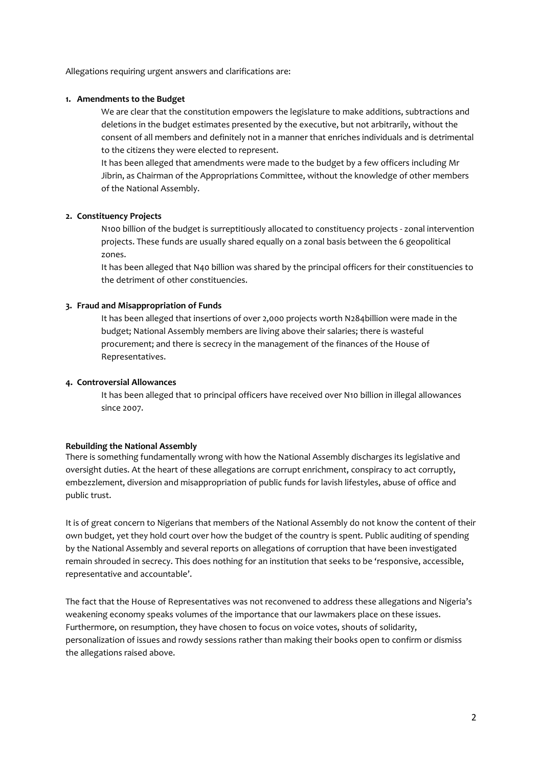Allegations requiring urgent answers and clarifications are:

1. **Amendments to the Budget**

   We are clear that the constitution empowers the legislature to make additions, subtractions and deletions in the budget estimates presented by the executive, but not arbitrarily, without the consent of all members and definitely not in a manner that enriches individuals and is detrimental to the citizens they were elected to represent.

   It has been alleged that amendments were made to the budget by a few officers including Mr Jibrin, as Chairman of the Appropriations Committee, without the knowledge of other members of the National Assembly.

2. **Constituency Projects**

   N100 billion of the budget is surreptitiously allocated to constituency projects - zonal intervention projects. These funds are usually shared equally on a zonal basis between the 6 geopolitical zones.

   It has been alleged that N40 billion was shared by the principal officers for their constituencies to the detriment of other constituencies.

3. **Fraud and Misappropriation of Funds**

   It has been alleged that insertions of over 2,000 projects worth N284billion were made in the budget; National Assembly members are living above their salaries; there is wasteful procurement; and there is secrecy in the management of the finances of the House of Representatives.

4. **Controversial Allowances**

   It has been alleged that 10 principal officers have received over N10 billion in illegal allowances since 2007.

**Rebuilding the National Assembly**

There is something fundamentally wrong with how the National Assembly discharges its legislative and oversight duties. At the heart of these allegations are corrupt enrichment, conspiracy to act corruptly, embezzlement, diversion and misappropriation of public funds for lavish lifestyles, abuse of office and public trust.

It is of great concern to Nigerians that members of the National Assembly do not know the content of their own budget, yet they hold court over how the budget of the country is spent. Public auditing of spending by the National Assembly and several reports on allegations of corruption that have been investigated remain shrouded in secrecy. This does nothing for an institution that seeks to be 'responsive, accessible, representative and accountable'.

The fact that the House of Representatives was not reconvened to address these allegations and Nigeria's weakening economy speaks volumes of the importance that our lawmakers place on these issues. Furthermore, on resumption, they have chosen to focus on voice votes, shouts of solidarity, personalization of issues and rowdy sessions rather than making their books open to confirm or dismiss the allegations raised above.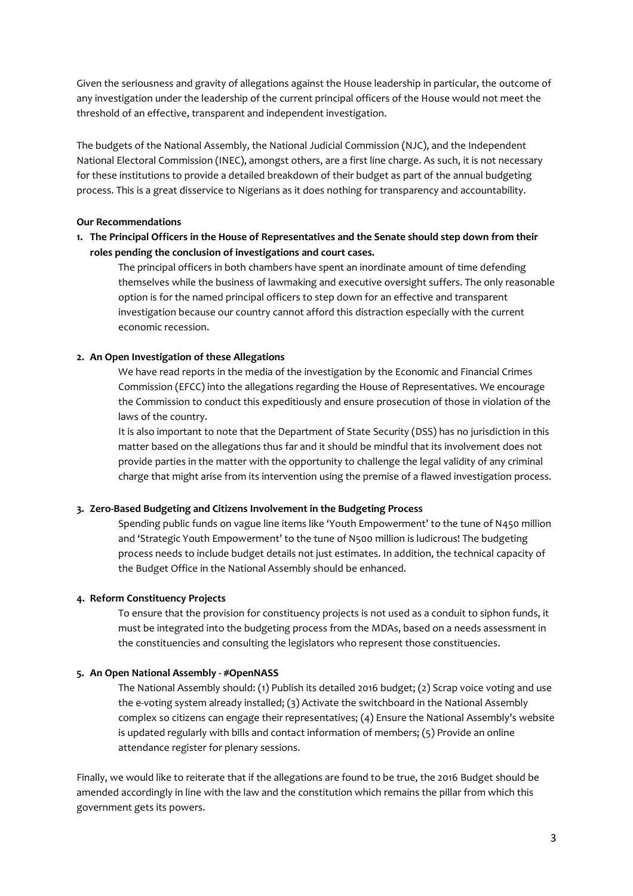Given the seriousness and gravity of allegations against the House leadership in particular, the outcome of any investigation under the leadership of the current principal officers of the House would not meet the threshold of an effective, transparent and independent investigation.

The budgets of the National Assembly, the National Judicial Commission (NJC), and the Independent National Electoral Commission (INEC), amongst others, are a first line charge. As such, it is not necessary for these institutions to provide a detailed breakdown of their budget as part of the annual budgeting process. This is a great disservice to Nigerians as it does nothing for transparency and accountability.

**Our Recommendations**

1. **The Principal Officers in the House of Representatives and the Senate should step down from their roles pending the conclusion of investigations and court cases.**

   The principal officers in both chambers have spent an inordinate amount of time defending themselves while the business of lawmaking and executive oversight suffers. The only reasonable option is for the named principal officers to step down for an effective and transparent investigation because our country cannot afford this distraction especially with the current economic recession.

2. **An Open Investigation of these Allegations**

   We have read reports in the media of the investigation by the Economic and Financial Crimes Commission (EFCC) into the allegations regarding the House of Representatives. We encourage the Commission to conduct this expeditiously and ensure prosecution of those in violation of the laws of the country.

   It is also important to note that the Department of State Security (DSS) has no jurisdiction in this matter based on the allegations thus far and it should be mindful that its involvement does not provide parties in the matter with the opportunity to challenge the legal validity of any criminal charge that might arise from its intervention using the premise of a flawed investigation process.

3. **Zero-Based Budgeting and Citizens Involvement in the Budgeting Process**

   Spending public funds on vague line items like 'Youth Empowerment' to the tune of N450 million and 'Strategic Youth Empowerment' to the tune of N500 million is ludicrous! The budgeting process needs to include budget details not just estimates. In addition, the technical capacity of the Budget Office in the National Assembly should be enhanced.

4. **Reform Constituency Projects**

   To ensure that the provision for constituency projects is not used as a conduit to siphon funds, it must be integrated into the budgeting process from the MDAs, based on a needs assessment in the constituencies and consulting the legislators who represent those constituencies.

5. **An Open National Assembly - #OpenNASS**

   The National Assembly should: (1) Publish its detailed 2016 budget; (2) Scrap voice voting and use the e-voting system already installed; (3) Activate the switchboard in the National Assembly complex so citizens can engage their representatives; (4) Ensure the National Assembly's website is updated regularly with bills and contact information of members; (5) Provide an online attendance register for plenary sessions.

Finally, we would like to reiterate that if the allegations are found to be true, the 2016 Budget should be amended accordingly in line with the law and the constitution which remains the pillar from which this government gets its powers.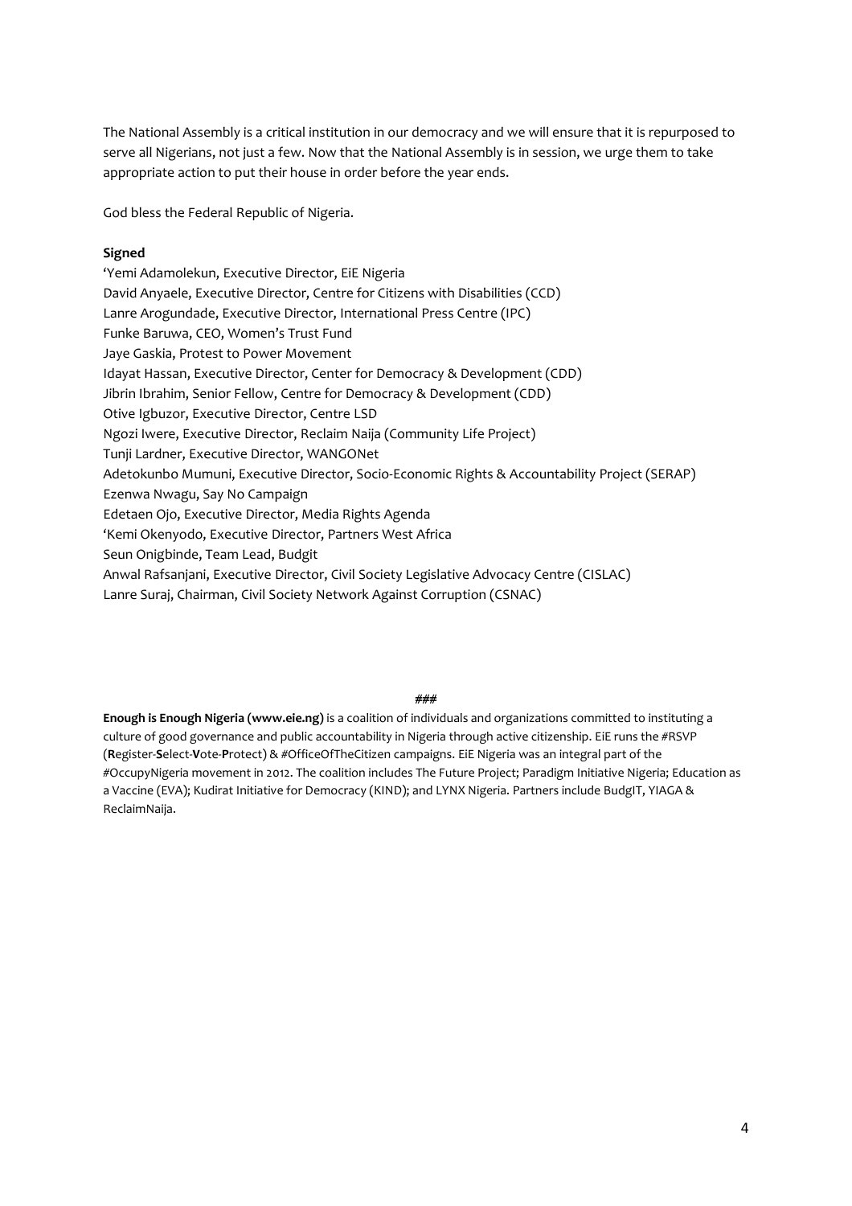The National Assembly is a critical institution in our democracy and we will ensure that it is repurposed to serve all Nigerians, not just a few. Now that the National Assembly is in session, we urge them to take appropriate action to put their house in order before the year ends.

God bless the Federal Republic of Nigeria.

**Signed**

'Yemi Adamolekun, Executive Director, EiE Nigeria
David Anyaele, Executive Director, Centre for Citizens with Disabilities (CCD)
Lanre Arogundade, Executive Director, International Press Centre (IPC)
Funke Baruwa, CEO, Women's Trust Fund
Jaye Gaskia, Protest to Power Movement
Idayat Hassan, Executive Director, Center for Democracy & Development (CDD)
Jibrin Ibrahim, Senior Fellow, Centre for Democracy & Development (CDD)
Otive Igbuzor, Executive Director, Centre LSD
Ngozi Iwere, Executive Director, Reclaim Naija (Community Life Project)
Tunji Lardner, Executive Director, WANGONet
Adetokunbo Mumuni, Executive Director, Socio-Economic Rights & Accountability Project (SERAP)
Ezenwa Nwagu, Say No Campaign
Edetaen Ojo, Executive Director, Media Rights Agenda
'Kemi Okenyodo, Executive Director, Partners West Africa
Seun Onigbinde, Team Lead, Budgit
Anwal Rafsanjani, Executive Director, Civil Society Legislative Advocacy Centre (CISLAC)
Lanre Suraj, Chairman, Civil Society Network Against Corruption (CSNAC)

***###***

**Enough is Enough Nigeria (www.eie.ng)** is a coalition of individuals and organizations committed to instituting a culture of good governance and public accountability in Nigeria through active citizenship. EiE runs the #RSVP (**R**egister-**S**elect-**V**ote-**P**rotect) & #OfficeOfTheCitizen campaigns. EiE Nigeria was an integral part of the #OccupyNigeria movement in 2012. The coalition includes The Future Project; Paradigm Initiative Nigeria; Education as a Vaccine (EVA); Kudirat Initiative for Democracy (KIND); and LYNX Nigeria. Partners include BudgIT, YIAGA & ReclaimNaija.